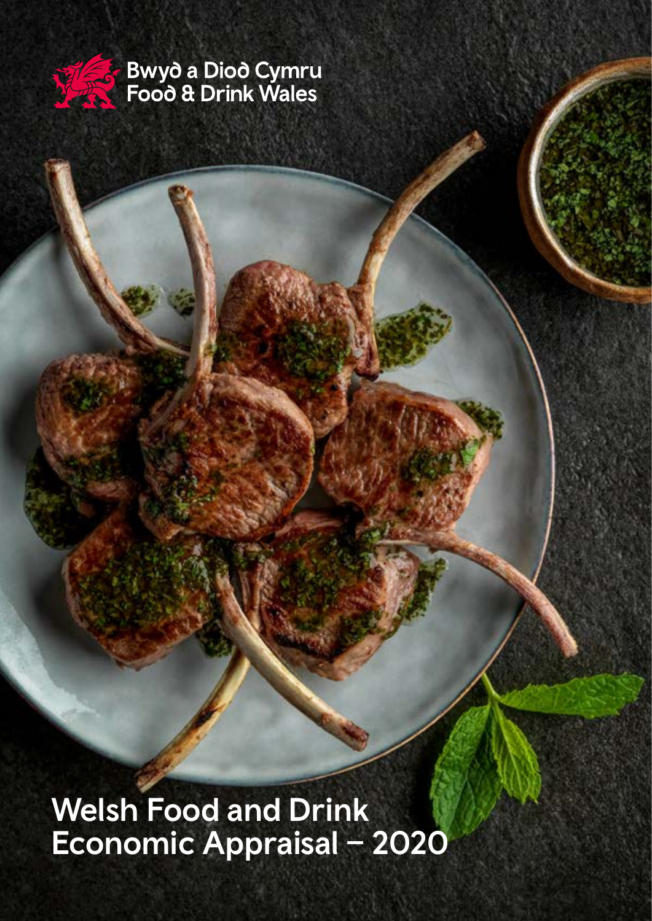Bwyd a Diod Cymru
Food & Drink Wales

# Welsh Food and Drink Economic Appraisal – 2020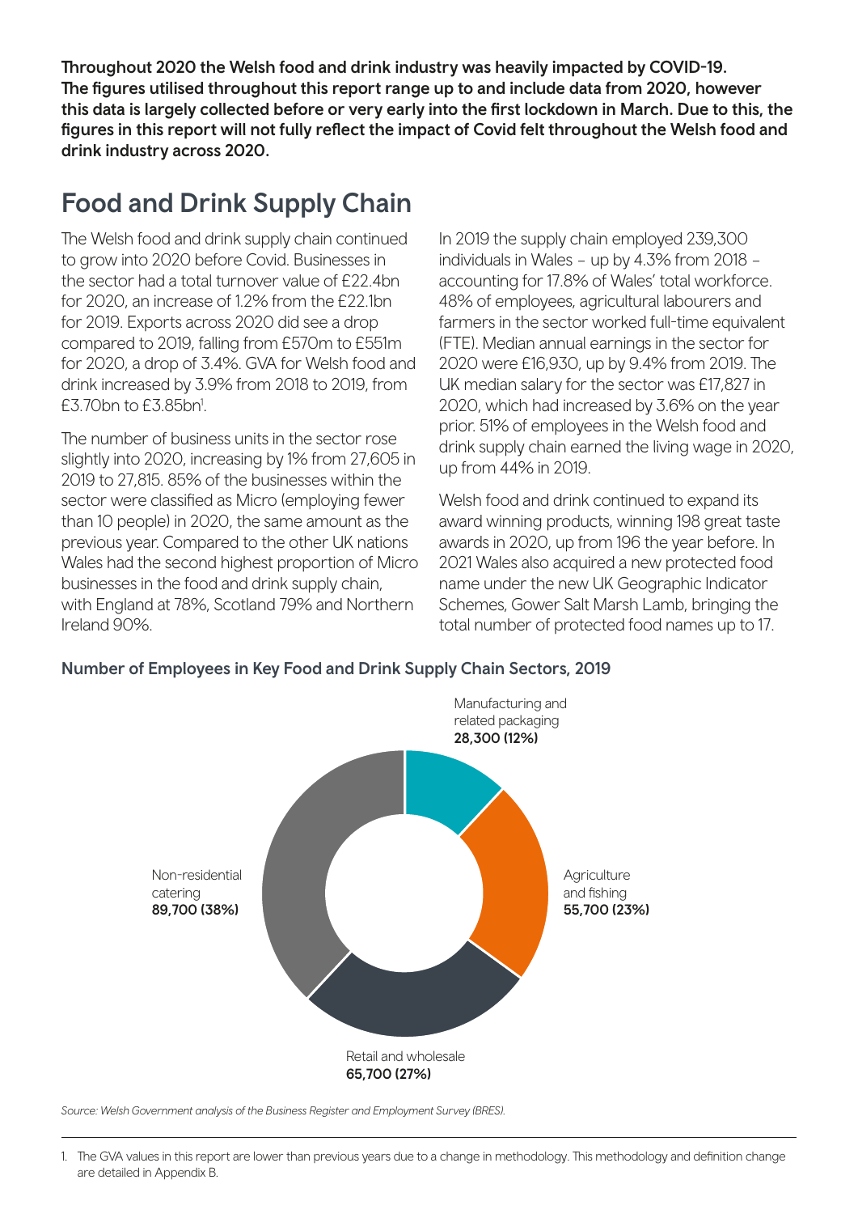**Throughout 2020 the Welsh food and drink industry was heavily impacted by COVID-19. The figures utilised throughout this report range up to and include data from 2020, however this data is largely collected before or very early into the first lockdown in March. Due to this, the figures in this report will not fully reflect the impact of Covid felt throughout the Welsh food and drink industry across 2020.**

## Food and Drink Supply Chain

The Welsh food and drink supply chain continued to grow into 2020 before Covid. Businesses in the sector had a total turnover value of £22.4bn for 2020, an increase of 1.2% from the £22.1bn for 2019. Exports across 2020 did see a drop compared to 2019, falling from £570m to £551m for 2020, a drop of 3.4%. GVA for Welsh food and drink increased by 3.9% from 2018 to 2019, from £3.70bn to £3.85bn[1].

The number of business units in the sector rose slightly into 2020, increasing by 1% from 27,605 in 2019 to 27,815. 85% of the businesses within the sector were classified as Micro (employing fewer than 10 people) in 2020, the same amount as the previous year. Compared to the other UK nations Wales had the second highest proportion of Micro businesses in the food and drink supply chain, with England at 78%, Scotland 79% and Northern Ireland 90%.

In 2019 the supply chain employed 239,300 individuals in Wales – up by 4.3% from 2018 – accounting for 17.8% of Wales' total workforce. 48% of employees, agricultural labourers and farmers in the sector worked full-time equivalent (FTE). Median annual earnings in the sector for 2020 were £16,930, up by 9.4% from 2019. The UK median salary for the sector was £17,827 in 2020, which had increased by 3.6% on the year prior. 51% of employees in the Welsh food and drink supply chain earned the living wage in 2020, up from 44% in 2019.

Welsh food and drink continued to expand its award winning products, winning 198 great taste awards in 2020, up from 196 the year before. In 2021 Wales also acquired a new protected food name under the new UK Geographic Indicator Schemes, Gower Salt Marsh Lamb, bringing the total number of protected food names up to 17.

### Number of Employees in Key Food and Drink Supply Chain Sectors, 2019

| Sector | Employees |
|---|---|
| Manufacturing and related packaging | **28,300 (12%)** |
| Agriculture and fishing | **55,700 (23%)** |
| Retail and wholesale | **65,700 (27%)** |
| Non-residential catering | **89,700 (38%)** |

*Source: Welsh Government analysis of the Business Register and Employment Survey (BRES).*

1. The GVA values in this report are lower than previous years due to a change in methodology. This methodology and definition change are detailed in Appendix B.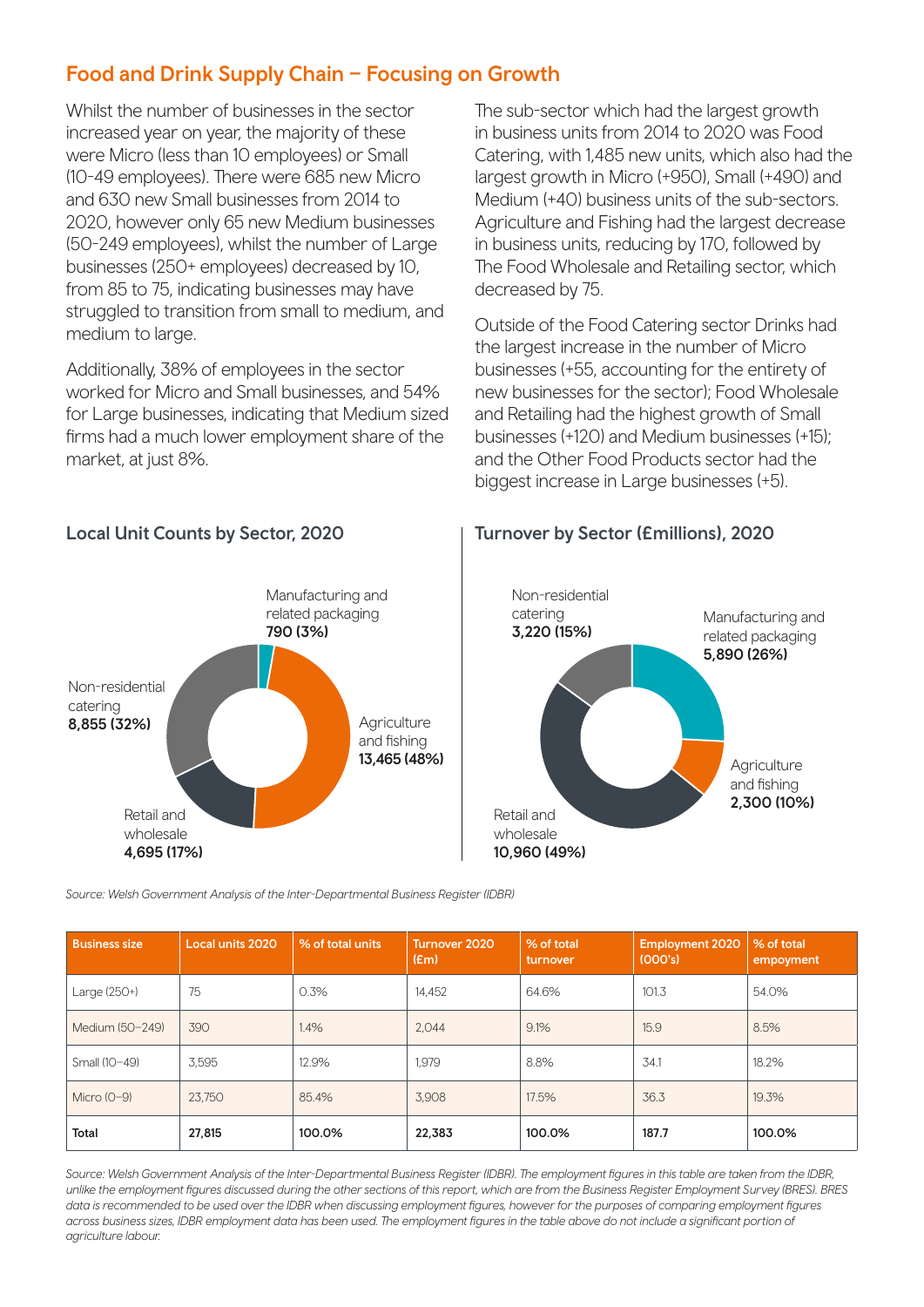## Food and Drink Supply Chain – Focusing on Growth

Whilst the number of businesses in the sector increased year on year, the majority of these were Micro (less than 10 employees) or Small (10-49 employees). There were 685 new Micro and 630 new Small businesses from 2014 to 2020, however only 65 new Medium businesses (50-249 employees), whilst the number of Large businesses (250+ employees) decreased by 10, from 85 to 75, indicating businesses may have struggled to transition from small to medium, and medium to large.

Additionally, 38% of employees in the sector worked for Micro and Small businesses, and 54% for Large businesses, indicating that Medium sized firms had a much lower employment share of the market, at just 8%.

The sub-sector which had the largest growth in business units from 2014 to 2020 was Food Catering, with 1,485 new units, which also had the largest growth in Micro (+950), Small (+490) and Medium (+40) business units of the sub-sectors. Agriculture and Fishing had the largest decrease in business units, reducing by 170, followed by The Food Wholesale and Retailing sector, which decreased by 75.

Outside of the Food Catering sector Drinks had the largest increase in the number of Micro businesses (+55, accounting for the entirety of new businesses for the sector); Food Wholesale and Retailing had the highest growth of Small businesses (+120) and Medium businesses (+15); and the Other Food Products sector had the biggest increase in Large businesses (+5).

### Local Unit Counts by Sector, 2020

- Manufacturing and related packaging **790 (3%)**
- Agriculture and fishing **13,465 (48%)**
- Retail and wholesale **4,695 (17%)**
- Non-residential catering **8,855 (32%)**

### Turnover by Sector (£millions), 2020

- Manufacturing and related packaging **5,890 (26%)**
- Agriculture and fishing **2,300 (10%)**
- Retail and wholesale **10,960 (49%)**
- Non-residential catering **3,220 (15%)**

*Source: Welsh Government Analysis of the Inter-Departmental Business Register (IDBR)*

| Business size | Local units 2020 | % of total units | Turnover 2020 (£m) | % of total turnover | Employment 2020 (000's) | % of total empoyment |
|---|---|---|---|---|---|---|
| Large (250+) | 75 | 0.3% | 14,452 | 64.6% | 101.3 | 54.0% |
| Medium (50–249) | 390 | 1.4% | 2,044 | 9.1% | 15.9 | 8.5% |
| Small (10–49) | 3,595 | 12.9% | 1,979 | 8.8% | 34.1 | 18.2% |
| Micro (0–9) | 23,750 | 85.4% | 3,908 | 17.5% | 36.3 | 19.3% |
| **Total** | **27,815** | **100.0%** | **22,383** | **100.0%** | **187.7** | **100.0%** |

*Source: Welsh Government Analysis of the Inter-Departmental Business Register (IDBR). The employment figures in this table are taken from the IDBR, unlike the employment figures discussed during the other sections of this report, which are from the Business Register Employment Survey (BRES). BRES data is recommended to be used over the IDBR when discussing employment figures, however for the purposes of comparing employment figures across business sizes, IDBR employment data has been used. The employment figures in the table above do not include a significant portion of agriculture labour.*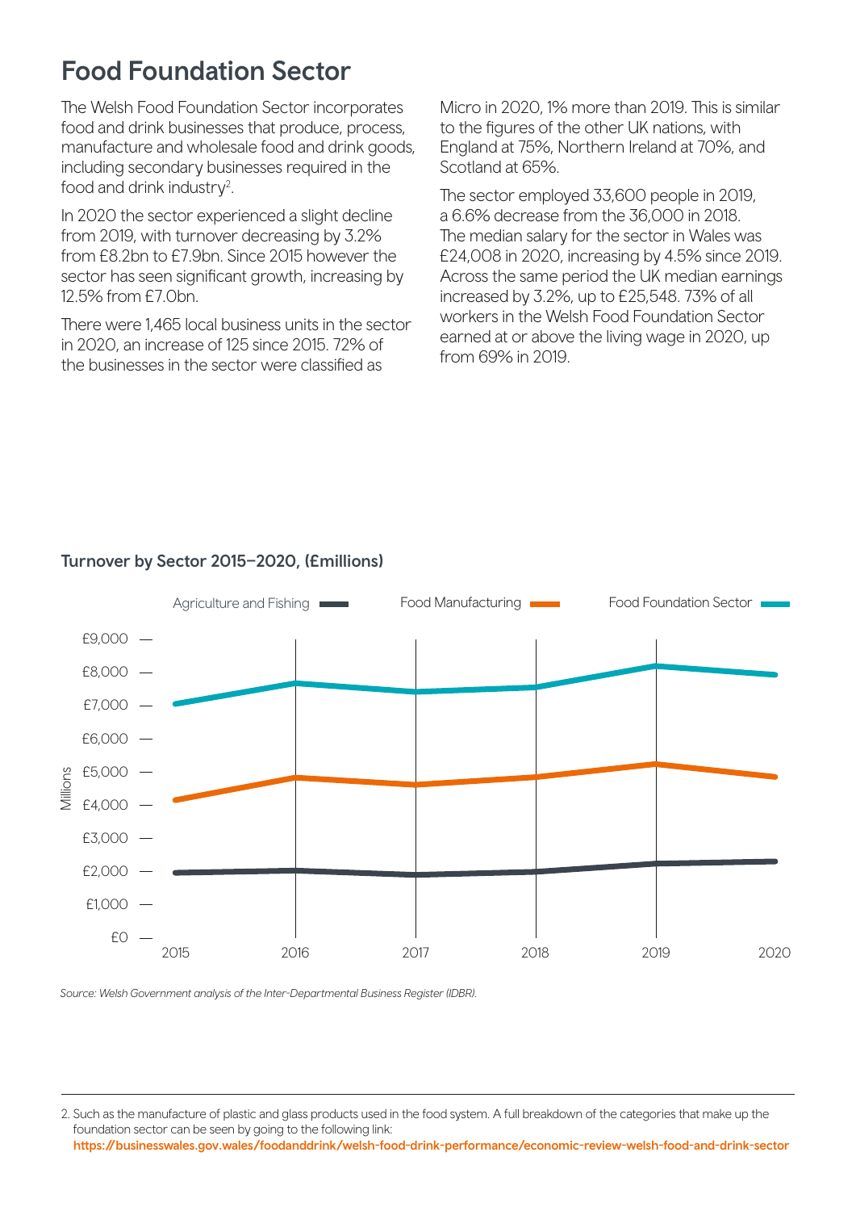## Food Foundation Sector

The Welsh Food Foundation Sector incorporates food and drink businesses that produce, process, manufacture and wholesale food and drink goods, including secondary businesses required in the food and drink industry[2].

In 2020 the sector experienced a slight decline from 2019, with turnover decreasing by 3.2% from £8.2bn to £7.9bn. Since 2015 however the sector has seen significant growth, increasing by 12.5% from £7.0bn.

There were 1,465 local business units in the sector in 2020, an increase of 125 since 2015. 72% of the businesses in the sector were classified as Micro in 2020, 1% more than 2019. This is similar to the figures of the other UK nations, with England at 75%, Northern Ireland at 70%, and Scotland at 65%.

The sector employed 33,600 people in 2019, a 6.6% decrease from the 36,000 in 2018. The median salary for the sector in Wales was £24,008 in 2020, increasing by 4.5% since 2019. Across the same period the UK median earnings increased by 3.2%, up to £25,548. 73% of all workers in the Welsh Food Foundation Sector earned at or above the living wage in 2020, up from 69% in 2019.

**Turnover by Sector 2015–2020, (£millions)**

Agriculture and Fishing | Food Manufacturing | Food Foundation Sector

*Source: Welsh Government analysis of the Inter-Departmental Business Register (IDBR).*

---

2. Such as the manufacture of plastic and glass products used in the food system. A full breakdown of the categories that make up the foundation sector can be seen by going to the following link: **https://businesswales.gov.wales/foodanddrink/welsh-food-drink-performance/economic-review-welsh-food-and-drink-sector**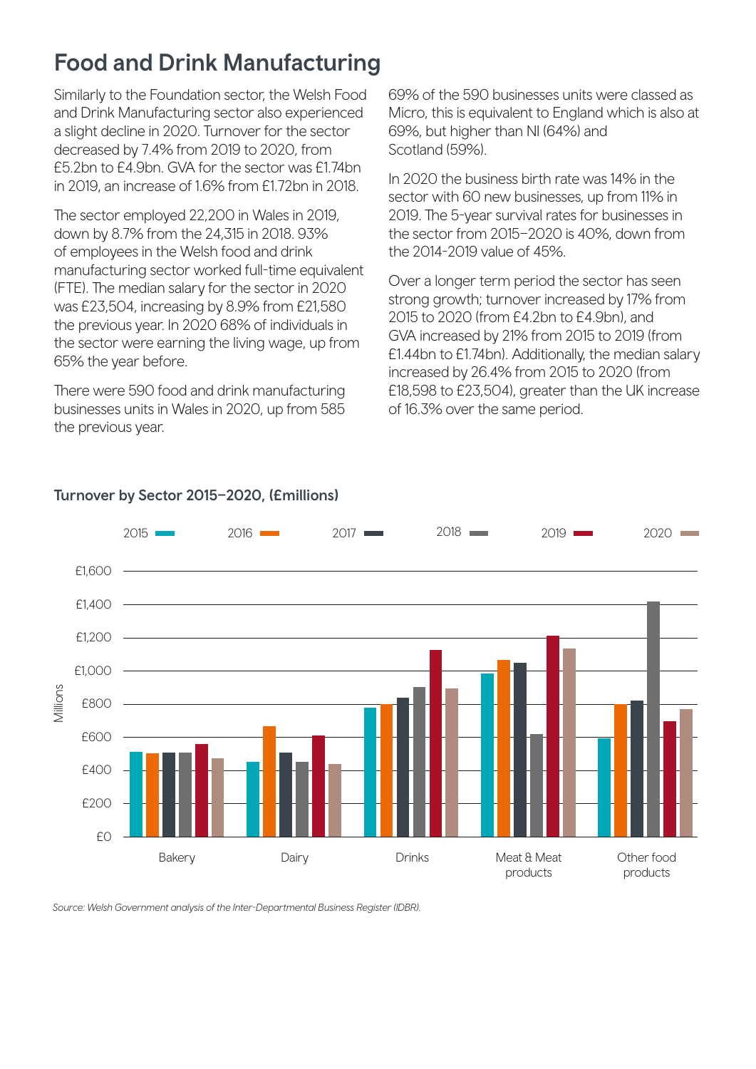# Food and Drink Manufacturing

Similarly to the Foundation sector, the Welsh Food and Drink Manufacturing sector also experienced a slight decline in 2020. Turnover for the sector decreased by 7.4% from 2019 to 2020, from £5.2bn to £4.9bn. GVA for the sector was £1.74bn in 2019, an increase of 1.6% from £1.72bn in 2018.

The sector employed 22,200 in Wales in 2019, down by 8.7% from the 24,315 in 2018. 93% of employees in the Welsh food and drink manufacturing sector worked full-time equivalent (FTE). The median salary for the sector in 2020 was £23,504, increasing by 8.9% from £21,580 the previous year. In 2020 68% of individuals in the sector were earning the living wage, up from 65% the year before.

There were 590 food and drink manufacturing businesses units in Wales in 2020, up from 585 the previous year.

69% of the 590 businesses units were classed as Micro, this is equivalent to England which is also at 69%, but higher than NI (64%) and Scotland (59%).

In 2020 the business birth rate was 14% in the sector with 60 new businesses, up from 11% in 2019. The 5-year survival rates for businesses in the sector from 2015–2020 is 40%, down from the 2014-2019 value of 45%.

Over a longer term period the sector has seen strong growth; turnover increased by 17% from 2015 to 2020 (from £4.2bn to £4.9bn), and GVA increased by 21% from 2015 to 2019 (from £1.44bn to £1.74bn). Additionally, the median salary increased by 26.4% from 2015 to 2020 (from £18,598 to £23,504), greater than the UK increase of 16.3% over the same period.

**Turnover by Sector 2015–2020, (£millions)**

*Source: Welsh Government analysis of the Inter-Departmental Business Register (IDBR).*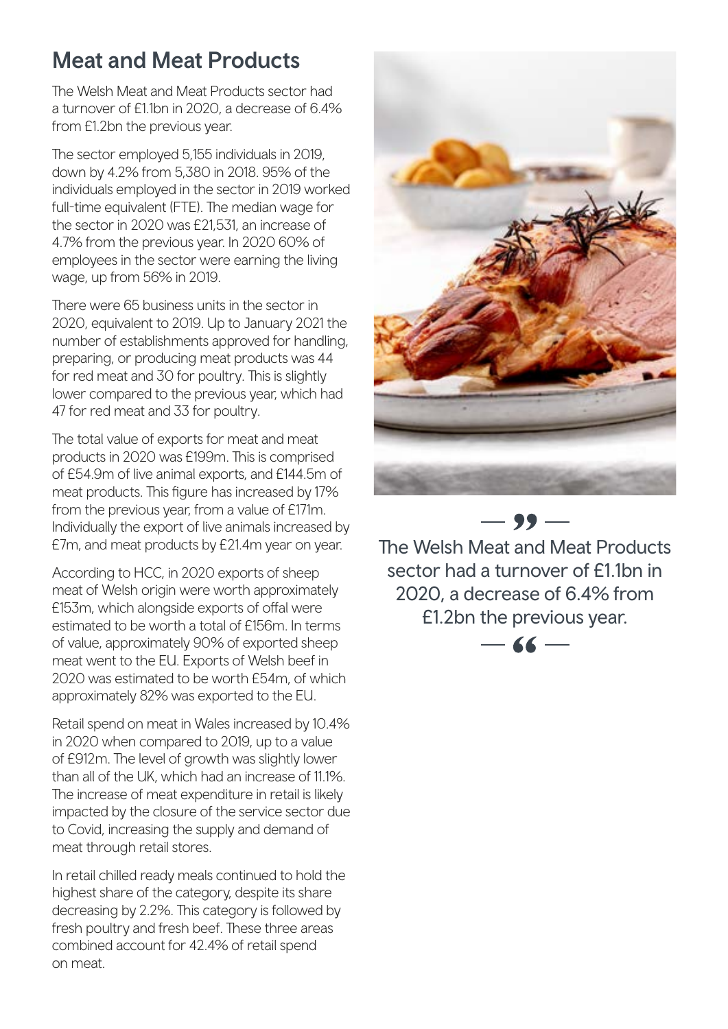## Meat and Meat Products

The Welsh Meat and Meat Products sector had a turnover of £1.1bn in 2020, a decrease of 6.4% from £1.2bn the previous year.

The sector employed 5,155 individuals in 2019, down by 4.2% from 5,380 in 2018. 95% of the individuals employed in the sector in 2019 worked full-time equivalent (FTE). The median wage for the sector in 2020 was £21,531, an increase of 4.7% from the previous year. In 2020 60% of employees in the sector were earning the living wage, up from 56% in 2019.

There were 65 business units in the sector in 2020, equivalent to 2019. Up to January 2021 the number of establishments approved for handling, preparing, or producing meat products was 44 for red meat and 30 for poultry. This is slightly lower compared to the previous year, which had 47 for red meat and 33 for poultry.

The total value of exports for meat and meat products in 2020 was £199m. This is comprised of £54.9m of live animal exports, and £144.5m of meat products. This figure has increased by 17% from the previous year, from a value of £171m. Individually the export of live animals increased by £7m, and meat products by £21.4m year on year.

According to HCC, in 2020 exports of sheep meat of Welsh origin were worth approximately £153m, which alongside exports of offal were estimated to be worth a total of £156m. In terms of value, approximately 90% of exported sheep meat went to the EU. Exports of Welsh beef in 2020 was estimated to be worth £54m, of which approximately 82% was exported to the EU.

Retail spend on meat in Wales increased by 10.4% in 2020 when compared to 2019, up to a value of £912m. The level of growth was slightly lower than all of the UK, which had an increase of 11.1%. The increase of meat expenditure in retail is likely impacted by the closure of the service sector due to Covid, increasing the supply and demand of meat through retail stores.

In retail chilled ready meals continued to hold the highest share of the category, despite its share decreasing by 2.2%. This category is followed by fresh poultry and fresh beef. These three areas combined account for 42.4% of retail spend on meat.

> The Welsh Meat and Meat Products sector had a turnover of £1.1bn in 2020, a decrease of 6.4% from £1.2bn the previous year.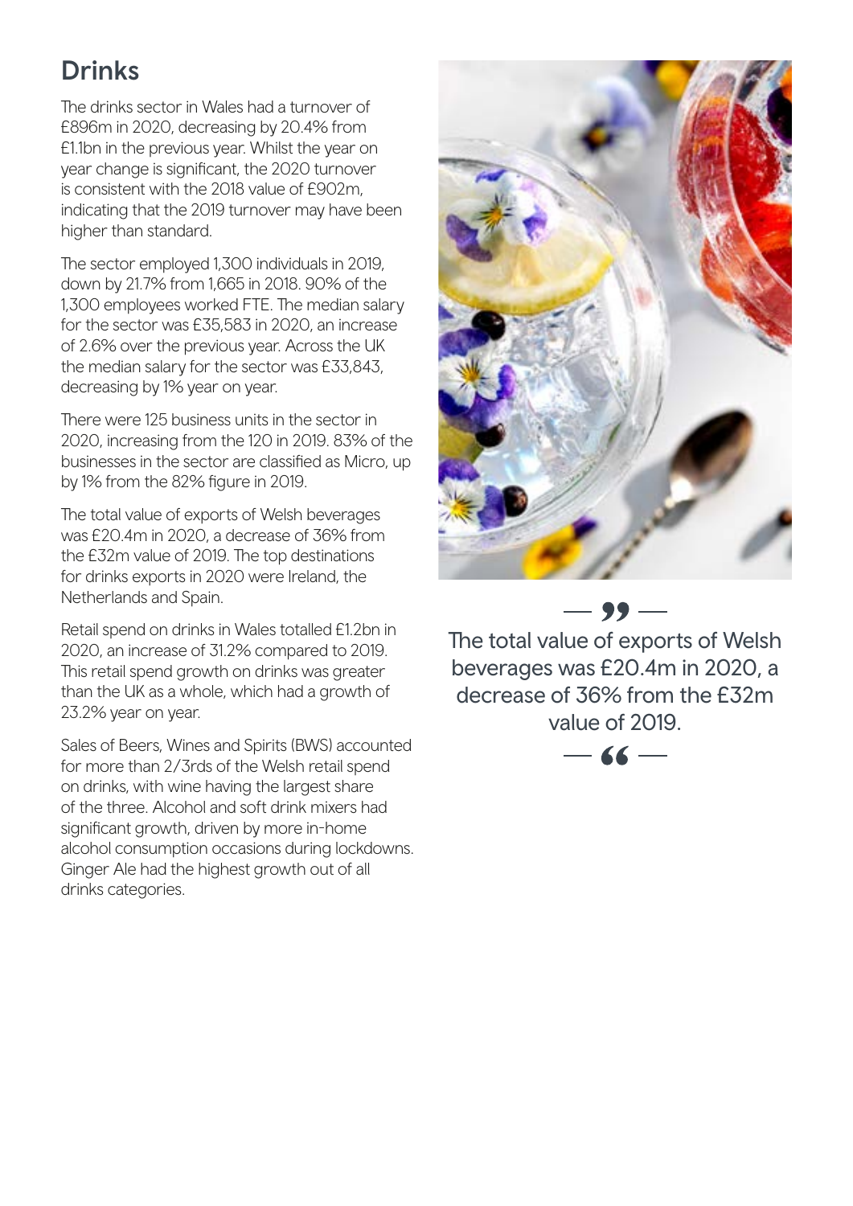## Drinks

The drinks sector in Wales had a turnover of £896m in 2020, decreasing by 20.4% from £1.1bn in the previous year. Whilst the year on year change is significant, the 2020 turnover is consistent with the 2018 value of £902m, indicating that the 2019 turnover may have been higher than standard.

The sector employed 1,300 individuals in 2019, down by 21.7% from 1,665 in 2018. 90% of the 1,300 employees worked FTE. The median salary for the sector was £35,583 in 2020, an increase of 2.6% over the previous year. Across the UK the median salary for the sector was £33,843, decreasing by 1% year on year.

There were 125 business units in the sector in 2020, increasing from the 120 in 2019. 83% of the businesses in the sector are classified as Micro, up by 1% from the 82% figure in 2019.

The total value of exports of Welsh beverages was £20.4m in 2020, a decrease of 36% from the £32m value of 2019. The top destinations for drinks exports in 2020 were Ireland, the Netherlands and Spain.

Retail spend on drinks in Wales totalled £1.2bn in 2020, an increase of 31.2% compared to 2019. This retail spend growth on drinks was greater than the UK as a whole, which had a growth of 23.2% year on year.

Sales of Beers, Wines and Spirits (BWS) accounted for more than 2/3rds of the Welsh retail spend on drinks, with wine having the largest share of the three. Alcohol and soft drink mixers had significant growth, driven by more in-home alcohol consumption occasions during lockdowns. Ginger Ale had the highest growth out of all drinks categories.

> The total value of exports of Welsh beverages was £20.4m in 2020, a decrease of 36% from the £32m value of 2019.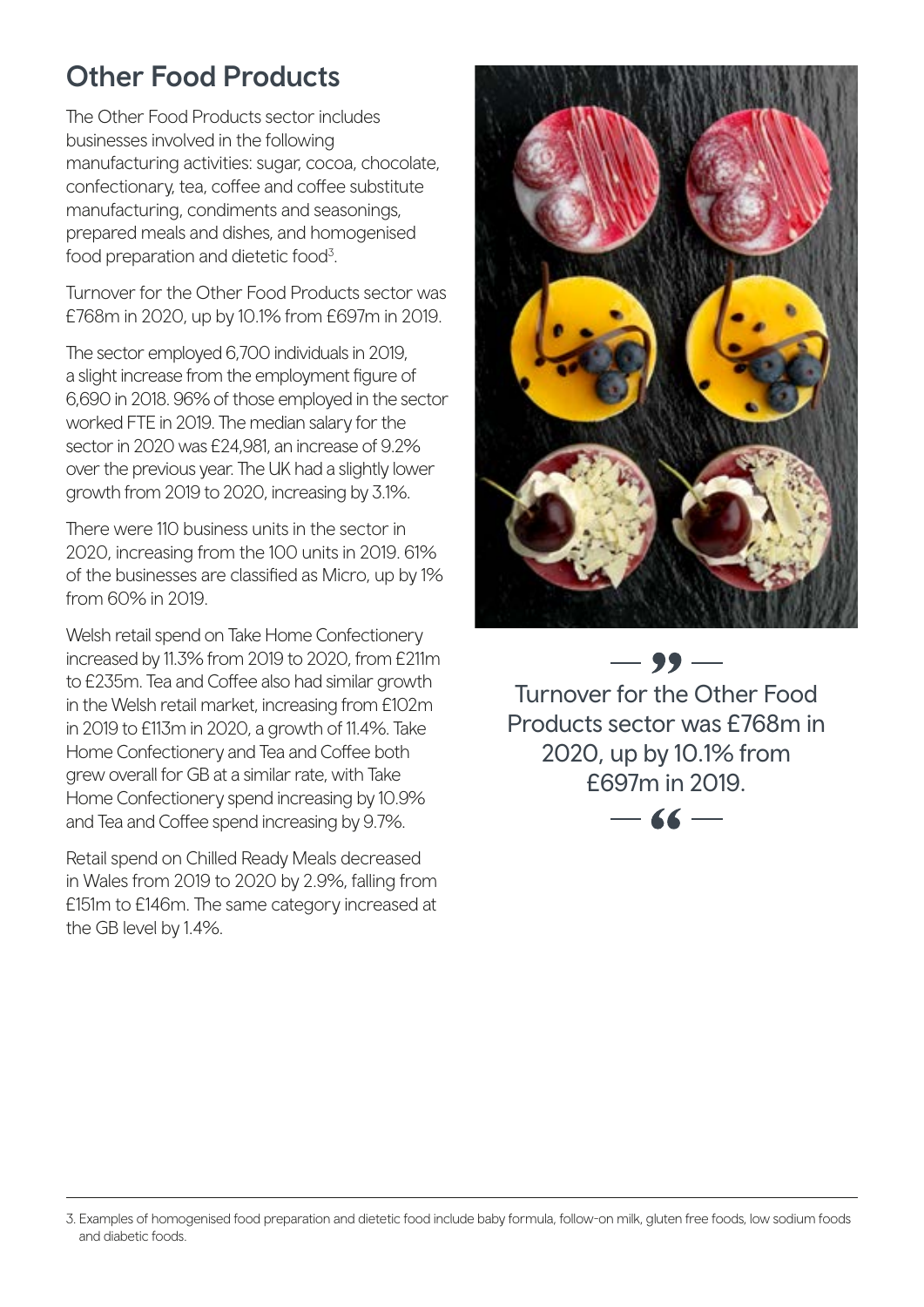## Other Food Products

The Other Food Products sector includes businesses involved in the following manufacturing activities: sugar, cocoa, chocolate, confectionary, tea, coffee and coffee substitute manufacturing, condiments and seasonings, prepared meals and dishes, and homogenised food preparation and dietetic food[3].

Turnover for the Other Food Products sector was £768m in 2020, up by 10.1% from £697m in 2019.

The sector employed 6,700 individuals in 2019, a slight increase from the employment figure of 6,690 in 2018. 96% of those employed in the sector worked FTE in 2019. The median salary for the sector in 2020 was £24,981, an increase of 9.2% over the previous year. The UK had a slightly lower growth from 2019 to 2020, increasing by 3.1%.

There were 110 business units in the sector in 2020, increasing from the 100 units in 2019. 61% of the businesses are classified as Micro, up by 1% from 60% in 2019.

Welsh retail spend on Take Home Confectionery increased by 11.3% from 2019 to 2020, from £211m to £235m. Tea and Coffee also had similar growth in the Welsh retail market, increasing from £102m in 2019 to £113m in 2020, a growth of 11.4%. Take Home Confectionery and Tea and Coffee both grew overall for GB at a similar rate, with Take Home Confectionery spend increasing by 10.9% and Tea and Coffee spend increasing by 9.7%.

Retail spend on Chilled Ready Meals decreased in Wales from 2019 to 2020 by 2.9%, falling from £151m to £146m. The same category increased at the GB level by 1.4%.

> Turnover for the Other Food Products sector was £768m in 2020, up by 10.1% from £697m in 2019.

3. Examples of homogenised food preparation and dietetic food include baby formula, follow-on milk, gluten free foods, low sodium foods and diabetic foods.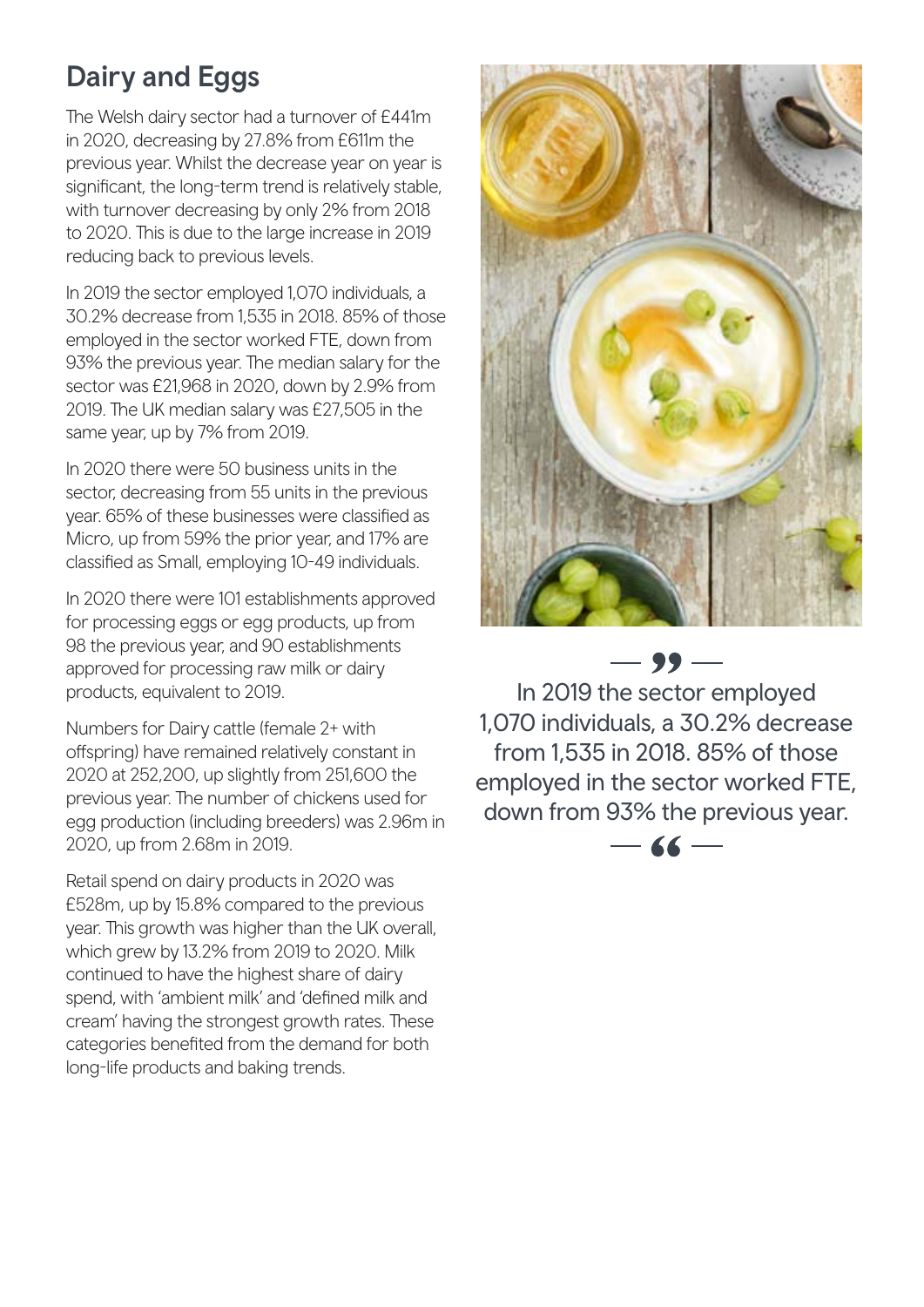## Dairy and Eggs

The Welsh dairy sector had a turnover of £441m in 2020, decreasing by 27.8% from £611m the previous year. Whilst the decrease year on year is significant, the long-term trend is relatively stable, with turnover decreasing by only 2% from 2018 to 2020. This is due to the large increase in 2019 reducing back to previous levels.

In 2019 the sector employed 1,070 individuals, a 30.2% decrease from 1,535 in 2018. 85% of those employed in the sector worked FTE, down from 93% the previous year. The median salary for the sector was £21,968 in 2020, down by 2.9% from 2019. The UK median salary was £27,505 in the same year, up by 7% from 2019.

In 2020 there were 50 business units in the sector, decreasing from 55 units in the previous year. 65% of these businesses were classified as Micro, up from 59% the prior year, and 17% are classified as Small, employing 10-49 individuals.

In 2020 there were 101 establishments approved for processing eggs or egg products, up from 98 the previous year, and 90 establishments approved for processing raw milk or dairy products, equivalent to 2019.

Numbers for Dairy cattle (female 2+ with offspring) have remained relatively constant in 2020 at 252,200, up slightly from 251,600 the previous year. The number of chickens used for egg production (including breeders) was 2.96m in 2020, up from 2.68m in 2019.

Retail spend on dairy products in 2020 was £528m, up by 15.8% compared to the previous year. This growth was higher than the UK overall, which grew by 13.2% from 2019 to 2020. Milk continued to have the highest share of dairy spend, with 'ambient milk' and 'defined milk and cream' having the strongest growth rates. These categories benefited from the demand for both long-life products and baking trends.

> In 2019 the sector employed 1,070 individuals, a 30.2% decrease from 1,535 in 2018. 85% of those employed in the sector worked FTE, down from 93% the previous year.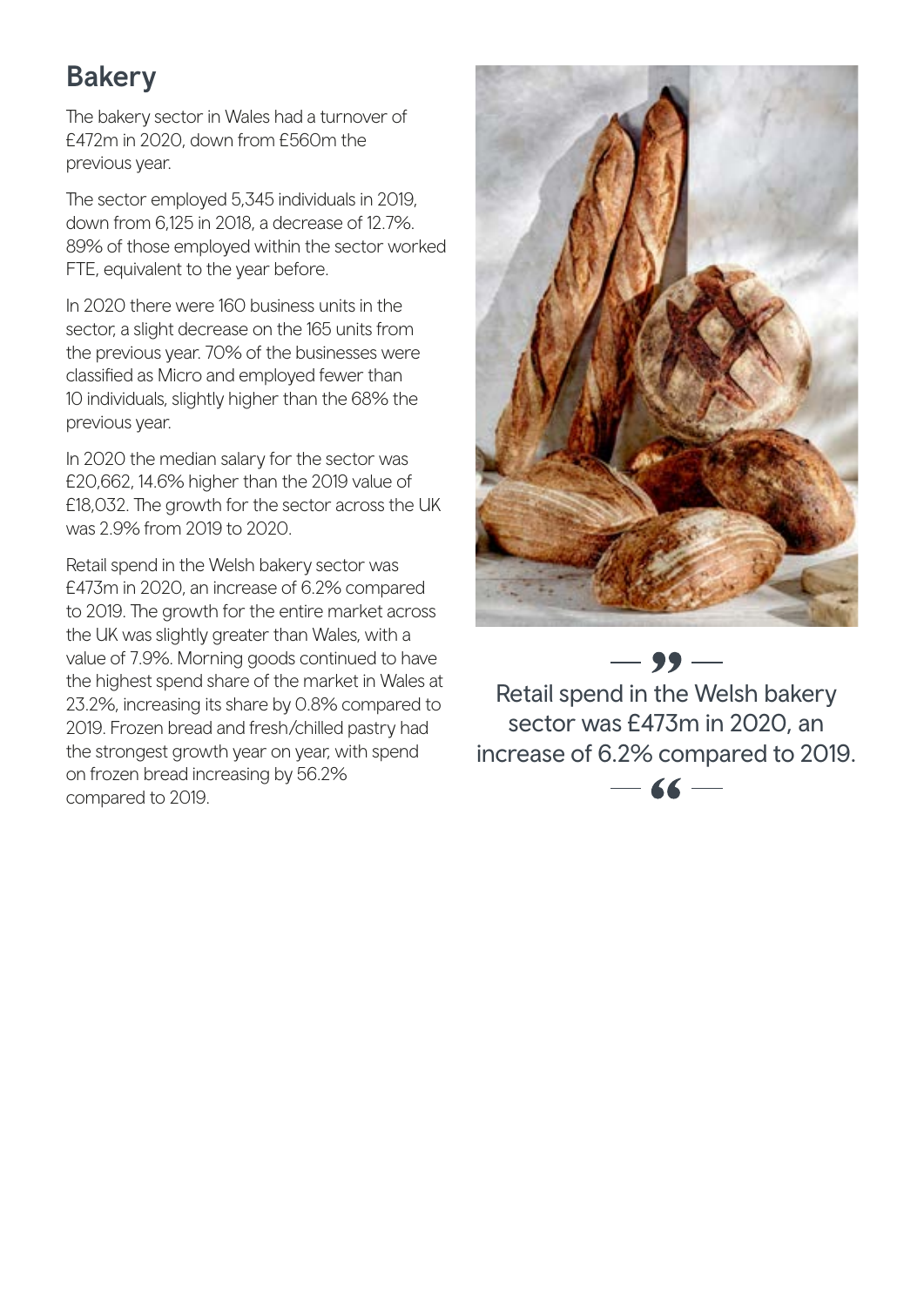## Bakery

The bakery sector in Wales had a turnover of £472m in 2020, down from £560m the previous year.

The sector employed 5,345 individuals in 2019, down from 6,125 in 2018, a decrease of 12.7%. 89% of those employed within the sector worked FTE, equivalent to the year before.

In 2020 there were 160 business units in the sector, a slight decrease on the 165 units from the previous year. 70% of the businesses were classified as Micro and employed fewer than 10 individuals, slightly higher than the 68% the previous year.

In 2020 the median salary for the sector was £20,662, 14.6% higher than the 2019 value of £18,032. The growth for the sector across the UK was 2.9% from 2019 to 2020.

Retail spend in the Welsh bakery sector was £473m in 2020, an increase of 6.2% compared to 2019. The growth for the entire market across the UK was slightly greater than Wales, with a value of 7.9%. Morning goods continued to have the highest spend share of the market in Wales at 23.2%, increasing its share by 0.8% compared to 2019. Frozen bread and fresh/chilled pastry had the strongest growth year on year, with spend on frozen bread increasing by 56.2% compared to 2019.

> Retail spend in the Welsh bakery sector was £473m in 2020, an increase of 6.2% compared to 2019.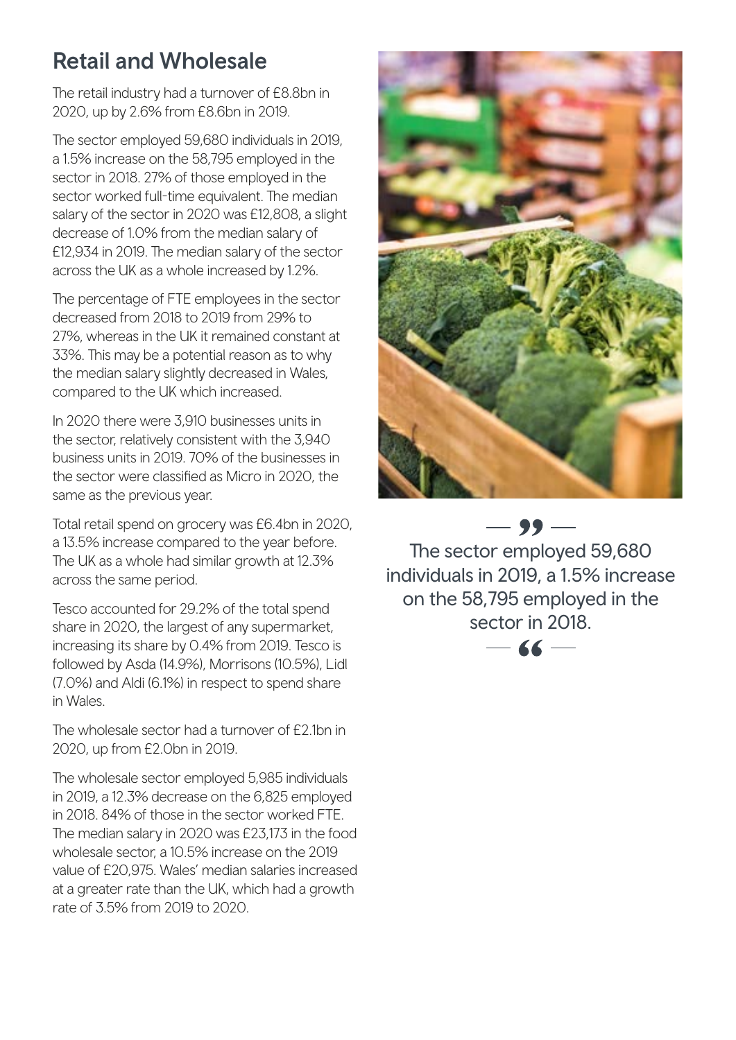## Retail and Wholesale

The retail industry had a turnover of £8.8bn in 2020, up by 2.6% from £8.6bn in 2019.

The sector employed 59,680 individuals in 2019, a 1.5% increase on the 58,795 employed in the sector in 2018. 27% of those employed in the sector worked full-time equivalent. The median salary of the sector in 2020 was £12,808, a slight decrease of 1.0% from the median salary of £12,934 in 2019. The median salary of the sector across the UK as a whole increased by 1.2%.

The percentage of FTE employees in the sector decreased from 2018 to 2019 from 29% to 27%, whereas in the UK it remained constant at 33%. This may be a potential reason as to why the median salary slightly decreased in Wales, compared to the UK which increased.

In 2020 there were 3,910 businesses units in the sector, relatively consistent with the 3,940 business units in 2019. 70% of the businesses in the sector were classified as Micro in 2020, the same as the previous year.

Total retail spend on grocery was £6.4bn in 2020, a 13.5% increase compared to the year before. The UK as a whole had similar growth at 12.3% across the same period.

Tesco accounted for 29.2% of the total spend share in 2020, the largest of any supermarket, increasing its share by 0.4% from 2019. Tesco is followed by Asda (14.9%), Morrisons (10.5%), Lidl (7.0%) and Aldi (6.1%) in respect to spend share in Wales.

The wholesale sector had a turnover of £2.1bn in 2020, up from £2.0bn in 2019.

The wholesale sector employed 5,985 individuals in 2019, a 12.3% decrease on the 6,825 employed in 2018. 84% of those in the sector worked FTE. The median salary in 2020 was £23,173 in the food wholesale sector, a 10.5% increase on the 2019 value of £20,975. Wales' median salaries increased at a greater rate than the UK, which had a growth rate of 3.5% from 2019 to 2020.

> The sector employed 59,680 individuals in 2019, a 1.5% increase on the 58,795 employed in the sector in 2018.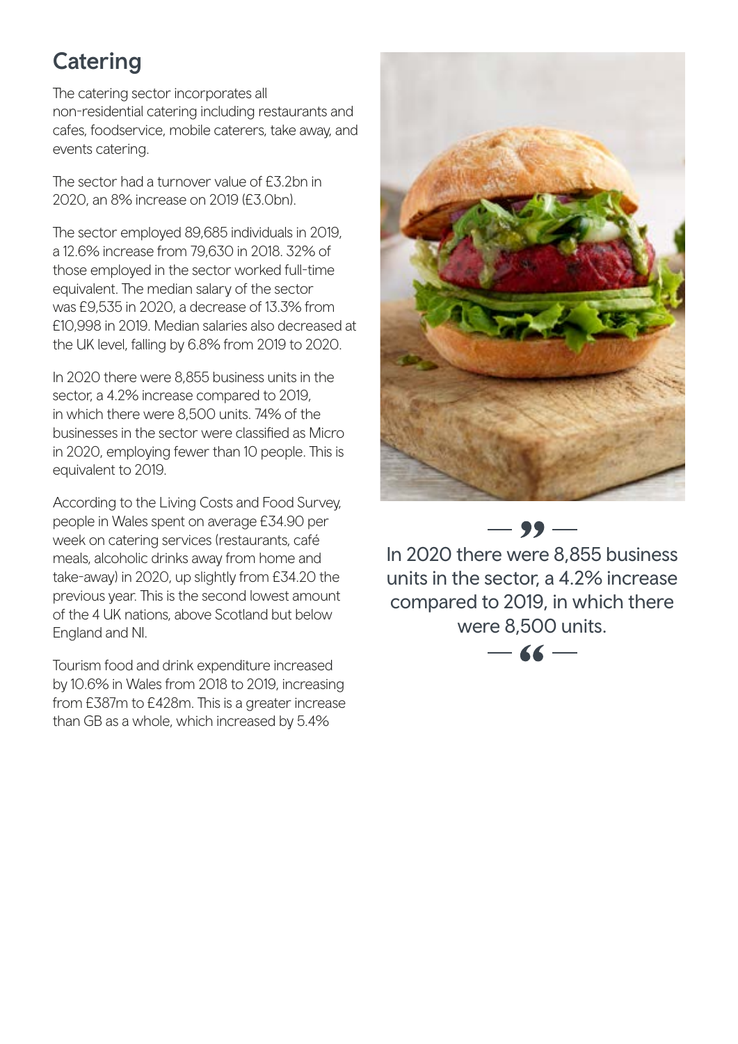## Catering

The catering sector incorporates all non-residential catering including restaurants and cafes, foodservice, mobile caterers, take away, and events catering.

The sector had a turnover value of £3.2bn in 2020, an 8% increase on 2019 (£3.0bn).

The sector employed 89,685 individuals in 2019, a 12.6% increase from 79,630 in 2018. 32% of those employed in the sector worked full-time equivalent. The median salary of the sector was £9,535 in 2020, a decrease of 13.3% from £10,998 in 2019. Median salaries also decreased at the UK level, falling by 6.8% from 2019 to 2020.

In 2020 there were 8,855 business units in the sector, a 4.2% increase compared to 2019, in which there were 8,500 units. 74% of the businesses in the sector were classified as Micro in 2020, employing fewer than 10 people. This is equivalent to 2019.

According to the Living Costs and Food Survey, people in Wales spent on average £34.90 per week on catering services (restaurants, café meals, alcoholic drinks away from home and take-away) in 2020, up slightly from £34.20 the previous year. This is the second lowest amount of the 4 UK nations, above Scotland but below England and NI.

Tourism food and drink expenditure increased by 10.6% in Wales from 2018 to 2019, increasing from £387m to £428m. This is a greater increase than GB as a whole, which increased by 5.4%

> In 2020 there were 8,855 business units in the sector, a 4.2% increase compared to 2019, in which there were 8,500 units.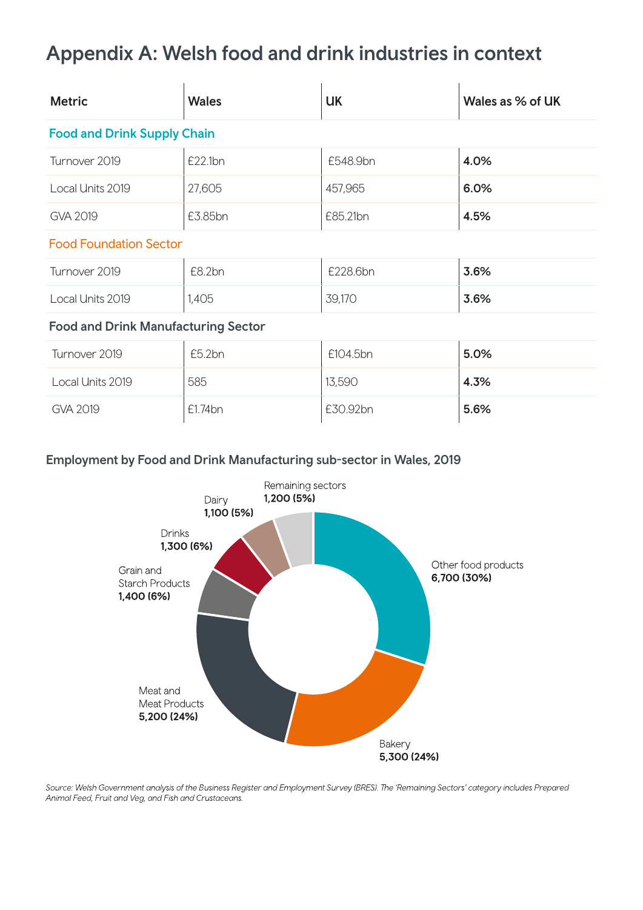# Appendix A: Welsh food and drink industries in context

| Metric | Wales | UK | Wales as % of UK |
|---|---|---|---|
| **Food and Drink Supply Chain** | | | |
| Turnover 2019 | £22.1bn | £548.9bn | **4.0%** |
| Local Units 2019 | 27,605 | 457,965 | **6.0%** |
| GVA 2019 | £3.85bn | £85.21bn | **4.5%** |
| **Food Foundation Sector** | | | |
| Turnover 2019 | £8.2bn | £228.6bn | **3.6%** |
| Local Units 2019 | 1,405 | 39,170 | **3.6%** |
| **Food and Drink Manufacturing Sector** | | | |
| Turnover 2019 | £5.2bn | £104.5bn | **5.0%** |
| Local Units 2019 | 585 | 13,590 | **4.3%** |
| GVA 2019 | £1.74bn | £30.92bn | **5.6%** |

### Employment by Food and Drink Manufacturing sub-sector in Wales, 2019

| Sub-sector | Employment |
|---|---|
| Other food products | **6,700 (30%)** |
| Bakery | **5,300 (24%)** |
| Meat and Meat Products | **5,200 (24%)** |
| Grain and Starch Products | **1,400 (6%)** |
| Drinks | **1,300 (6%)** |
| Dairy | **1,100 (5%)** |
| Remaining sectors | **1,200 (5%)** |

*Source: Welsh Government analysis of the Business Register and Employment Survey (BRES). The 'Remaining Sectors' category includes Prepared Animal Feed, Fruit and Veg, and Fish and Crustaceans.*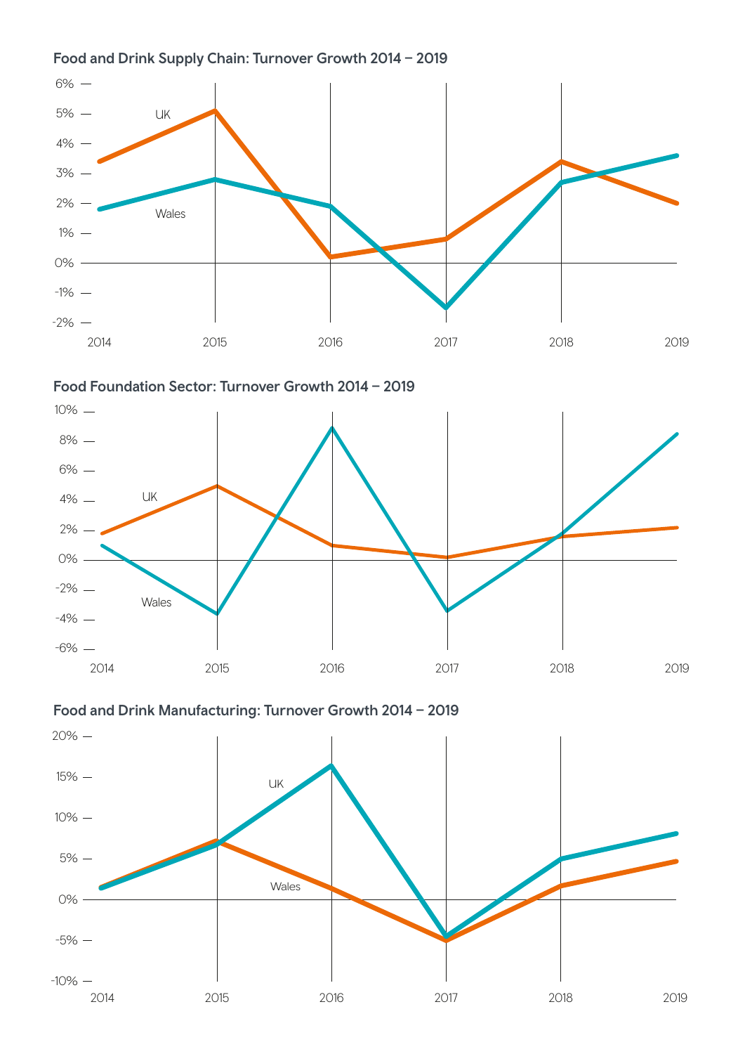### Food and Drink Supply Chain: Turnover Growth 2014 – 2019

6%
5%
4%
3%
2%
1%
0%
-1%
-2%

UK

Wales

2014 2015 2016 2017 2018 2019

### Food Foundation Sector: Turnover Growth 2014 – 2019

10%
8%
6%
4%
2%
0%
-2%
-4%
-6%

UK

Wales

2014 2015 2016 2017 2018 2019

### Food and Drink Manufacturing: Turnover Growth 2014 – 2019

20%
15%
10%
5%
0%
-5%
-10%

UK

Wales

2014 2015 2016 2017 2018 2019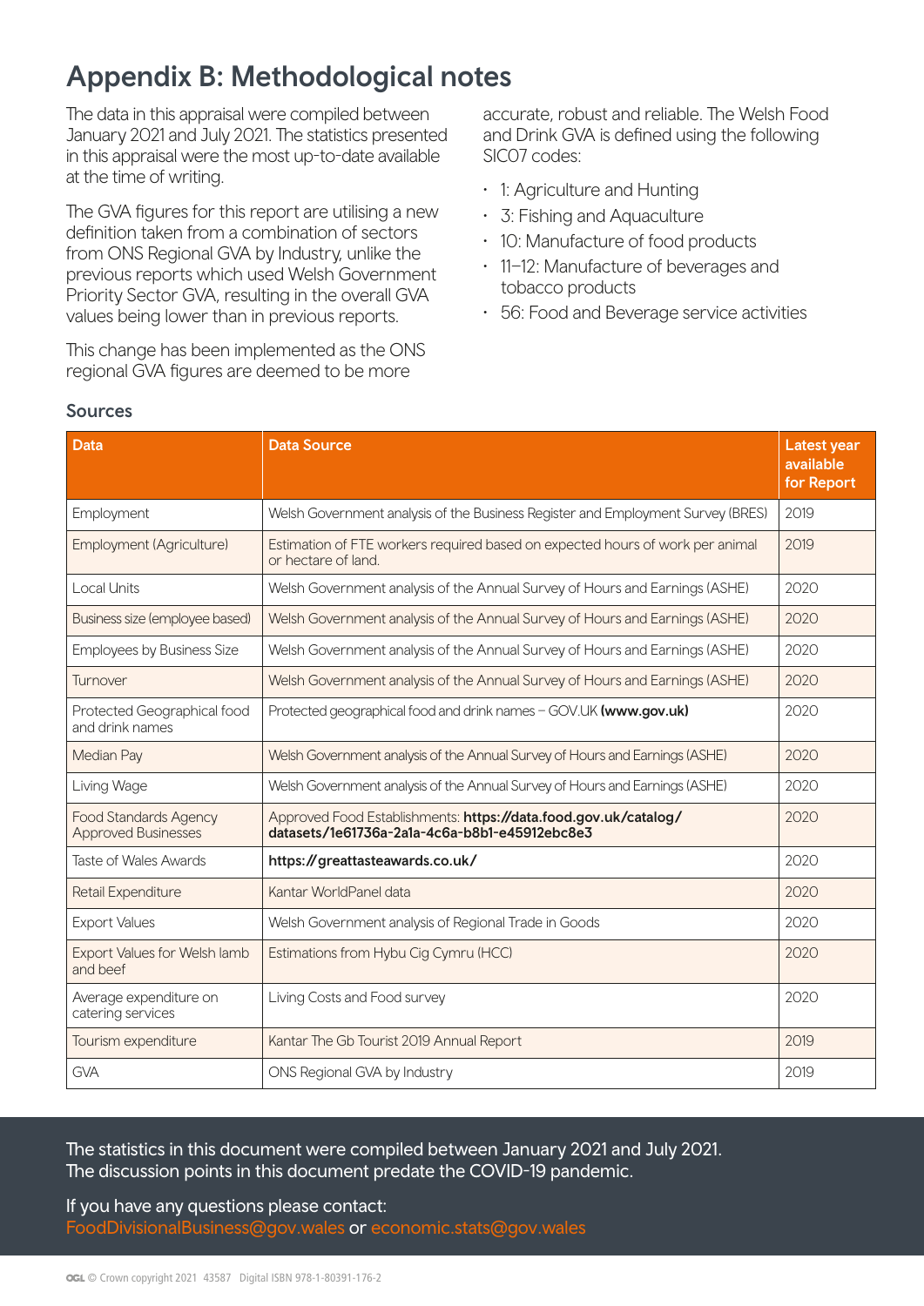# Appendix B: Methodological notes

The data in this appraisal were compiled between January 2021 and July 2021. The statistics presented in this appraisal were the most up-to-date available at the time of writing.

The GVA figures for this report are utilising a new definition taken from a combination of sectors from ONS Regional GVA by Industry, unlike the previous reports which used Welsh Government Priority Sector GVA, resulting in the overall GVA values being lower than in previous reports.

This change has been implemented as the ONS regional GVA figures are deemed to be more accurate, robust and reliable. The Welsh Food and Drink GVA is defined using the following SIC07 codes:

- 1: Agriculture and Hunting
- 3: Fishing and Aquaculture
- 10: Manufacture of food products
- 11–12: Manufacture of beverages and tobacco products
- 56: Food and Beverage service activities

## Sources

| Data | Data Source | Latest year available for Report |
|---|---|---|
| Employment | Welsh Government analysis of the Business Register and Employment Survey (BRES) | 2019 |
| Employment (Agriculture) | Estimation of FTE workers required based on expected hours of work per animal or hectare of land. | 2019 |
| Local Units | Welsh Government analysis of the Annual Survey of Hours and Earnings (ASHE) | 2020 |
| Business size (employee based) | Welsh Government analysis of the Annual Survey of Hours and Earnings (ASHE) | 2020 |
| Employees by Business Size | Welsh Government analysis of the Annual Survey of Hours and Earnings (ASHE) | 2020 |
| Turnover | Welsh Government analysis of the Annual Survey of Hours and Earnings (ASHE) | 2020 |
| Protected Geographical food and drink names | Protected geographical food and drink names – GOV.UK **(www.gov.uk)** | 2020 |
| Median Pay | Welsh Government analysis of the Annual Survey of Hours and Earnings (ASHE) | 2020 |
| Living Wage | Welsh Government analysis of the Annual Survey of Hours and Earnings (ASHE) | 2020 |
| Food Standards Agency Approved Businesses | Approved Food Establishments: **https://data.food.gov.uk/catalog/datasets/1e61736a-2a1a-4c6a-b8b1-e45912ebc8e3** | 2020 |
| Taste of Wales Awards | **https://greattasteawards.co.uk/** | 2020 |
| Retail Expenditure | Kantar WorldPanel data | 2020 |
| Export Values | Welsh Government analysis of Regional Trade in Goods | 2020 |
| Export Values for Welsh lamb and beef | Estimations from Hybu Cig Cymru (HCC) | 2020 |
| Average expenditure on catering services | Living Costs and Food survey | 2020 |
| Tourism expenditure | Kantar The Gb Tourist 2019 Annual Report | 2019 |
| GVA | ONS Regional GVA by Industry | 2019 |

The statistics in this document were compiled between January 2021 and July 2021. The discussion points in this document predate the COVID-19 pandemic.

If you have any questions please contact:
FoodDivisionalBusiness@gov.wales or economic.stats@gov.wales

OGL © Crown copyright 2021 43587 Digital ISBN 978-1-80391-176-2